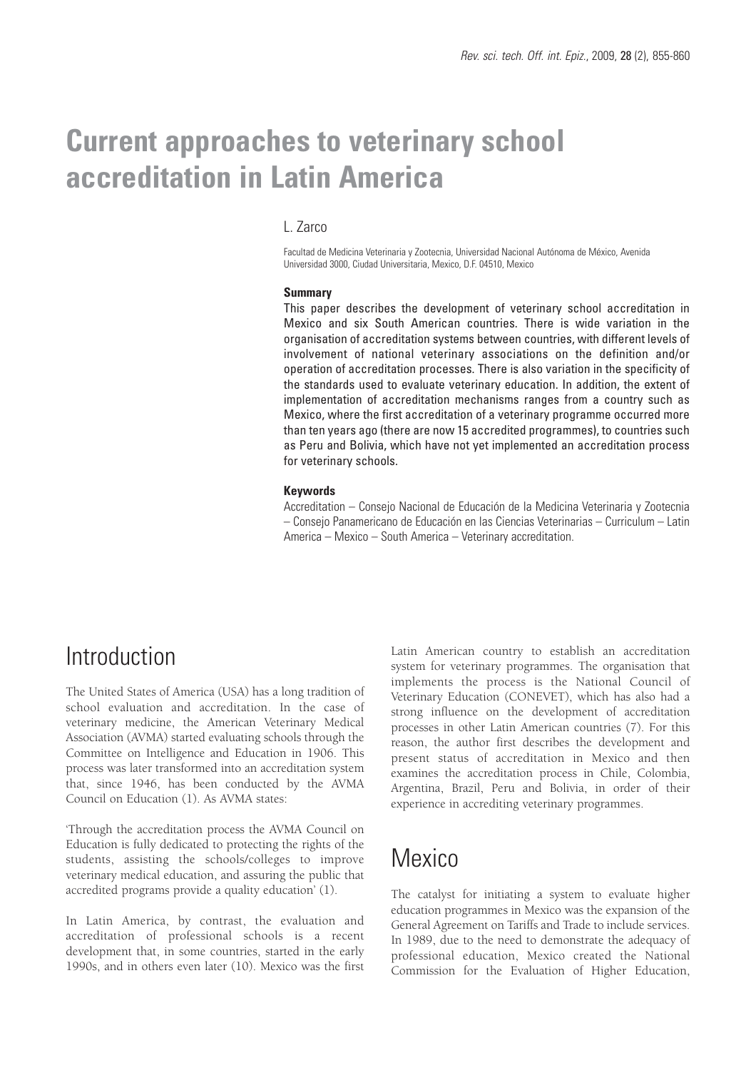# Current approaches to veterinary school accreditation in Latin America

L. Zarco

Facultad de Medicina Veterinaria y Zootecnia, Universidad Nacional Autónoma de México, Avenida Universidad 3000, Ciudad Universitaria, Mexico, D.F. 04510, Mexico

### Summary

This paper describes the development of veterinary school accreditation in Mexico and six South American countries. There is wide variation in the organisation of accreditation systems between countries, with different levels of involvement of national veterinary associations on the definition and/or operation of accreditation processes. There is also variation in the specificity of the standards used to evaluate veterinary education. In addition, the extent of implementation of accreditation mechanisms ranges from a country such as Mexico, where the first accreditation of a veterinary programme occurred more than ten years ago (there are now 15 accredited programmes), to countries such as Peru and Bolivia, which have not yet implemented an accreditation process for veterinary schools.

### Keywords

Accreditation – Consejo Nacional de Educación de la Medicina Veterinaria y Zootecnia – Consejo Panamericano de Educación en las Ciencias Veterinarias – Curriculum – Latin America – Mexico – South America – Veterinary accreditation.

## Introduction

The United States of America (USA) has a long tradition of school evaluation and accreditation. In the case of veterinary medicine, the American Veterinary Medical Association (AVMA) started evaluating schools through the Committee on Intelligence and Education in 1906. This process was later transformed into an accreditation system that, since 1946, has been conducted by the AVMA Council on Education (1). As AVMA states:

'Through the accreditation process the AVMA Council on Education is fully dedicated to protecting the rights of the students, assisting the schools/colleges to improve veterinary medical education, and assuring the public that accredited programs provide a quality education' (1).

In Latin America, by contrast, the evaluation and accreditation of professional schools is a recent development that, in some countries, started in the early 1990s, and in others even later (10). Mexico was the first Latin American country to establish an accreditation system for veterinary programmes. The organisation that implements the process is the National Council of Veterinary Education (CONEVET), which has also had a strong influence on the development of accreditation processes in other Latin American countries (7). For this reason, the author first describes the development and present status of accreditation in Mexico and then examines the accreditation process in Chile, Colombia, Argentina, Brazil, Peru and Bolivia, in order of their experience in accrediting veterinary programmes.

## Mexico

The catalyst for initiating a system to evaluate higher education programmes in Mexico was the expansion of the General Agreement on Tariffs and Trade to include services. In 1989, due to the need to demonstrate the adequacy of professional education, Mexico created the National Commission for the Evaluation of Higher Education,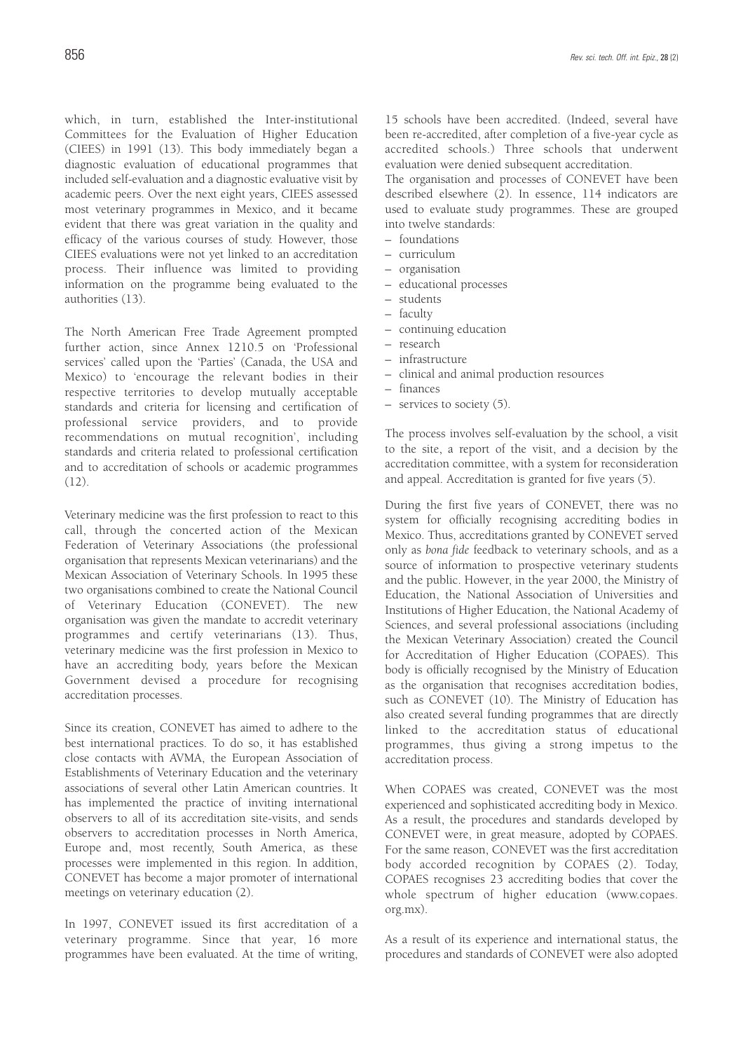which, in turn, established the Inter-institutional Committees for the Evaluation of Higher Education (CIEES) in 1991 (13). This body immediately began a diagnostic evaluation of educational programmes that included self-evaluation and a diagnostic evaluative visit by academic peers. Over the next eight years, CIEES assessed most veterinary programmes in Mexico, and it became evident that there was great variation in the quality and efficacy of the various courses of study. However, those CIEES evaluations were not yet linked to an accreditation process. Their influence was limited to providing information on the programme being evaluated to the authorities (13).

The North American Free Trade Agreement prompted further action, since Annex 1210.5 on 'Professional services' called upon the 'Parties' (Canada, the USA and Mexico) to 'encourage the relevant bodies in their respective territories to develop mutually acceptable standards and criteria for licensing and certification of professional service providers, and to provide recommendations on mutual recognition', including standards and criteria related to professional certification and to accreditation of schools or academic programmes (12).

Veterinary medicine was the first profession to react to this call, through the concerted action of the Mexican Federation of Veterinary Associations (the professional organisation that represents Mexican veterinarians) and the Mexican Association of Veterinary Schools. In 1995 these two organisations combined to create the National Council of Veterinary Education (CONEVET). The new organisation was given the mandate to accredit veterinary programmes and certify veterinarians (13). Thus, veterinary medicine was the first profession in Mexico to have an accrediting body, years before the Mexican Government devised a procedure for recognising accreditation processes.

Since its creation, CONEVET has aimed to adhere to the best international practices. To do so, it has established close contacts with AVMA, the European Association of Establishments of Veterinary Education and the veterinary associations of several other Latin American countries. It has implemented the practice of inviting international observers to all of its accreditation site-visits, and sends observers to accreditation processes in North America, Europe and, most recently, South America, as these processes were implemented in this region. In addition, CONEVET has become a major promoter of international meetings on veterinary education (2).

In 1997, CONEVET issued its first accreditation of a veterinary programme. Since that year, 16 more programmes have been evaluated. At the time of writing, 15 schools have been accredited. (Indeed, several have been re-accredited, after completion of a five-year cycle as accredited schools.) Three schools that underwent evaluation were denied subsequent accreditation.

The organisation and processes of CONEVET have been described elsewhere (2). In essence, 114 indicators are used to evaluate study programmes. These are grouped into twelve standards:

– foundations
– curriculum
– organisation
– educational processes
– students
– faculty
– continuing education
– research
– infrastructure
– clinical and animal production resources
– finances
– services to society (5).

The process involves self-evaluation by the school, a visit to the site, a report of the visit, and a decision by the accreditation committee, with a system for reconsideration and appeal. Accreditation is granted for five years (5).

During the first five years of CONEVET, there was no system for officially recognising accrediting bodies in Mexico. Thus, accreditations granted by CONEVET served only as *bona fide* feedback to veterinary schools, and as a source of information to prospective veterinary students and the public. However, in the year 2000, the Ministry of Education, the National Association of Universities and Institutions of Higher Education, the National Academy of Sciences, and several professional associations (including the Mexican Veterinary Association) created the Council for Accreditation of Higher Education (COPAES). This body is officially recognised by the Ministry of Education as the organisation that recognises accreditation bodies, such as CONEVET (10). The Ministry of Education has also created several funding programmes that are directly linked to the accreditation status of educational programmes, thus giving a strong impetus to the accreditation process.

When COPAES was created, CONEVET was the most experienced and sophisticated accrediting body in Mexico. As a result, the procedures and standards developed by CONEVET were, in great measure, adopted by COPAES. For the same reason, CONEVET was the first accreditation body accorded recognition by COPAES (2). Today, COPAES recognises 23 accrediting bodies that cover the whole spectrum of higher education (www.copaes.org.mx).

As a result of its experience and international status, the procedures and standards of CONEVET were also adopted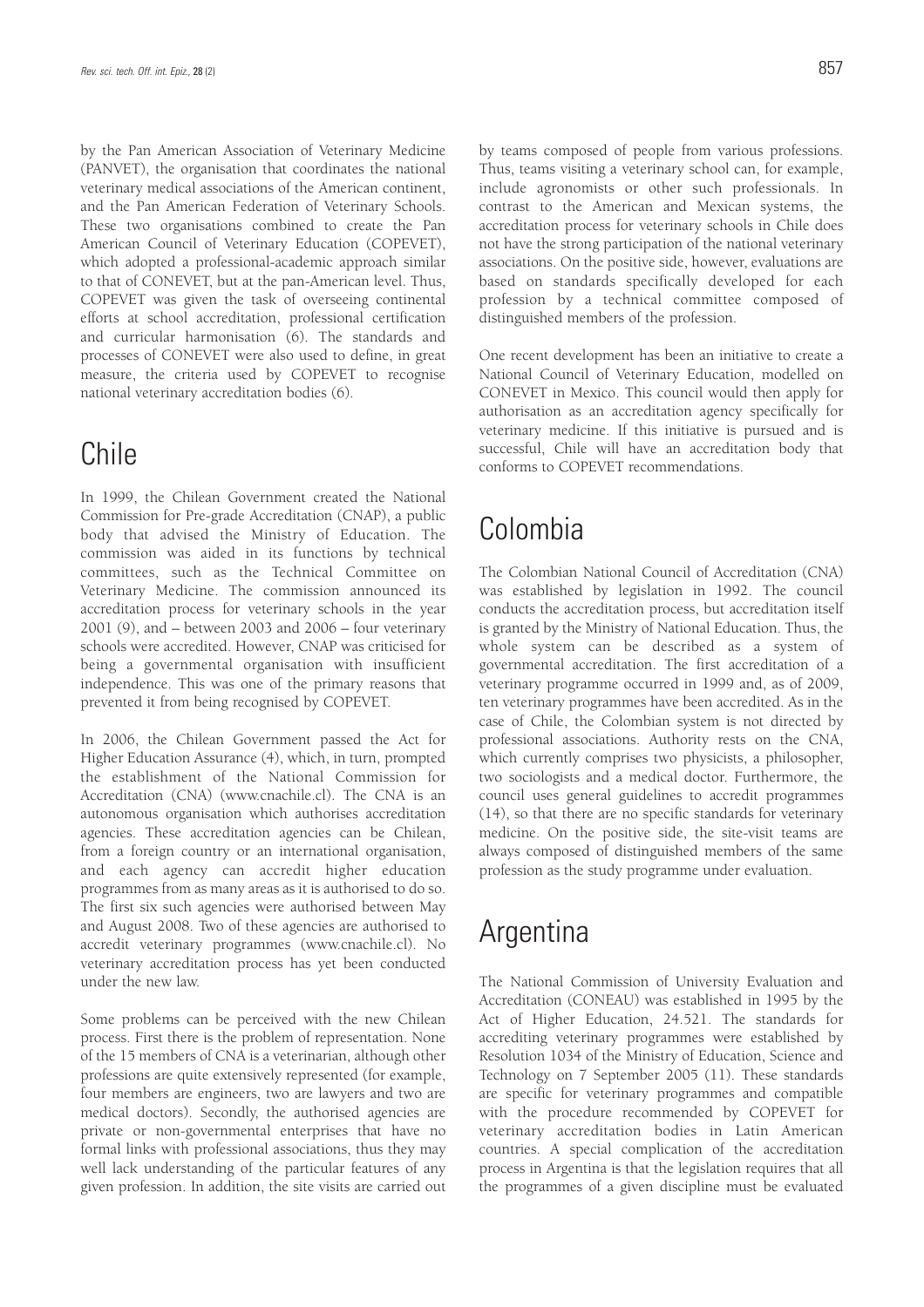by the Pan American Association of Veterinary Medicine (PANVET), the organisation that coordinates the national veterinary medical associations of the American continent, and the Pan American Federation of Veterinary Schools. These two organisations combined to create the Pan American Council of Veterinary Education (COPEVET), which adopted a professional-academic approach similar to that of CONEVET, but at the pan-American level. Thus, COPEVET was given the task of overseeing continental efforts at school accreditation, professional certification and curricular harmonisation (6). The standards and processes of CONEVET were also used to define, in great measure, the criteria used by COPEVET to recognise national veterinary accreditation bodies (6).

## Chile

In 1999, the Chilean Government created the National Commission for Pre-grade Accreditation (CNAP), a public body that advised the Ministry of Education. The commission was aided in its functions by technical committees, such as the Technical Committee on Veterinary Medicine. The commission announced its accreditation process for veterinary schools in the year 2001 (9), and – between 2003 and 2006 – four veterinary schools were accredited. However, CNAP was criticised for being a governmental organisation with insufficient independence. This was one of the primary reasons that prevented it from being recognised by COPEVET.

In 2006, the Chilean Government passed the Act for Higher Education Assurance (4), which, in turn, prompted the establishment of the National Commission for Accreditation (CNA) (www.cnachile.cl). The CNA is an autonomous organisation which authorises accreditation agencies. These accreditation agencies can be Chilean, from a foreign country or an international organisation, and each agency can accredit higher education programmes from as many areas as it is authorised to do so. The first six such agencies were authorised between May and August 2008. Two of these agencies are authorised to accredit veterinary programmes (www.cnachile.cl). No veterinary accreditation process has yet been conducted under the new law.

Some problems can be perceived with the new Chilean process. First there is the problem of representation. None of the 15 members of CNA is a veterinarian, although other professions are quite extensively represented (for example, four members are engineers, two are lawyers and two are medical doctors). Secondly, the authorised agencies are private or non-governmental enterprises that have no formal links with professional associations, thus they may well lack understanding of the particular features of any given profession. In addition, the site visits are carried out by teams composed of people from various professions. Thus, teams visiting a veterinary school can, for example, include agronomists or other such professionals. In contrast to the American and Mexican systems, the accreditation process for veterinary schools in Chile does not have the strong participation of the national veterinary associations. On the positive side, however, evaluations are based on standards specifically developed for each profession by a technical committee composed of distinguished members of the profession.

One recent development has been an initiative to create a National Council of Veterinary Education, modelled on CONEVET in Mexico. This council would then apply for authorisation as an accreditation agency specifically for veterinary medicine. If this initiative is pursued and is successful, Chile will have an accreditation body that conforms to COPEVET recommendations.

## Colombia

The Colombian National Council of Accreditation (CNA) was established by legislation in 1992. The council conducts the accreditation process, but accreditation itself is granted by the Ministry of National Education. Thus, the whole system can be described as a system of governmental accreditation. The first accreditation of a veterinary programme occurred in 1999 and, as of 2009, ten veterinary programmes have been accredited. As in the case of Chile, the Colombian system is not directed by professional associations. Authority rests on the CNA, which currently comprises two physicists, a philosopher, two sociologists and a medical doctor. Furthermore, the council uses general guidelines to accredit programmes (14), so that there are no specific standards for veterinary medicine. On the positive side, the site-visit teams are always composed of distinguished members of the same profession as the study programme under evaluation.

## Argentina

The National Commission of University Evaluation and Accreditation (CONEAU) was established in 1995 by the Act of Higher Education, 24.521. The standards for accrediting veterinary programmes were established by Resolution 1034 of the Ministry of Education, Science and Technology on 7 September 2005 (11). These standards are specific for veterinary programmes and compatible with the procedure recommended by COPEVET for veterinary accreditation bodies in Latin American countries. A special complication of the accreditation process in Argentina is that the legislation requires that all the programmes of a given discipline must be evaluated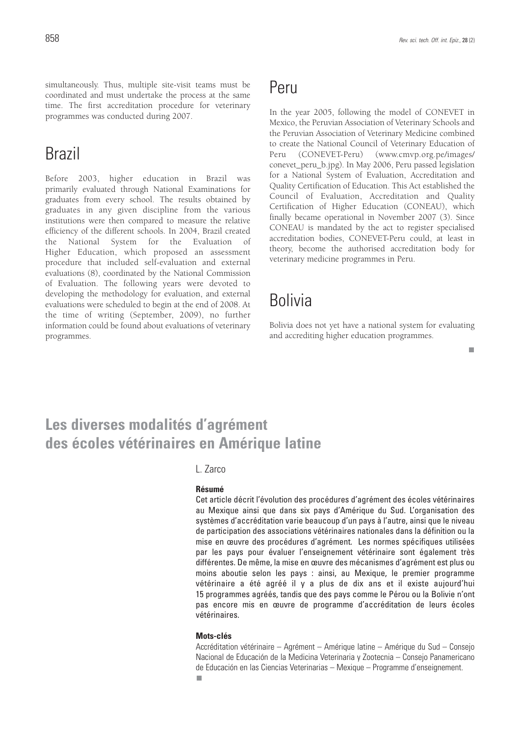simultaneously. Thus, multiple site-visit teams must be coordinated and must undertake the process at the same time. The first accreditation procedure for veterinary programmes was conducted during 2007.

# Brazil

Before 2003, higher education in Brazil was primarily evaluated through National Examinations for graduates from every school. The results obtained by graduates in any given discipline from the various institutions were then compared to measure the relative efficiency of the different schools. In 2004, Brazil created the National System for the Evaluation of Higher Education, which proposed an assessment procedure that included self-evaluation and external evaluations (8), coordinated by the National Commission of Evaluation. The following years were devoted to developing the methodology for evaluation, and external evaluations were scheduled to begin at the end of 2008. At the time of writing (September, 2009), no further information could be found about evaluations of veterinary programmes.

# Peru

In the year 2005, following the model of CONEVET in Mexico, the Peruvian Association of Veterinary Schools and the Peruvian Association of Veterinary Medicine combined to create the National Council of Veterinary Education of Peru (CONEVET-Peru) (www.cmvp.org.pe/images/conevet_peru_b.jpg). In May 2006, Peru passed legislation for a National System of Evaluation, Accreditation and Quality Certification of Education. This Act established the Council of Evaluation, Accreditation and Quality Certification of Higher Education (CONEAU), which finally became operational in November 2007 (3). Since CONEAU is mandated by the act to register specialised accreditation bodies, CONEVET-Peru could, at least in theory, become the authorised accreditation body for veterinary medicine programmes in Peru.

# Bolivia

Bolivia does not yet have a national system for evaluating and accrediting higher education programmes.

# Les diverses modalités d'agrément des écoles vétérinaires en Amérique latine

L. Zarco

**Résumé**

Cet article décrit l'évolution des procédures d'agrément des écoles vétérinaires au Mexique ainsi que dans six pays d'Amérique du Sud. L'organisation des systèmes d'accréditation varie beaucoup d'un pays à l'autre, ainsi que le niveau de participation des associations vétérinaires nationales dans la définition ou la mise en œuvre des procédures d'agrément. Les normes spécifiques utilisées par les pays pour évaluer l'enseignement vétérinaire sont également très différentes. De même, la mise en œuvre des mécanismes d'agrément est plus ou moins aboutie selon les pays : ainsi, au Mexique, le premier programme vétérinaire a été agréé il y a plus de dix ans et il existe aujourd'hui 15 programmes agréés, tandis que des pays comme le Pérou ou la Bolivie n'ont pas encore mis en œuvre de programme d'accréditation de leurs écoles vétérinaires.

**Mots-clés**

Accréditation vétérinaire – Agrément – Amérique latine – Amérique du Sud – Consejo Nacional de Educación de la Medicina Veterinaria y Zootecnia – Consejo Panamericano de Educación en las Ciencias Veterinarias – Mexique – Programme d'enseignement.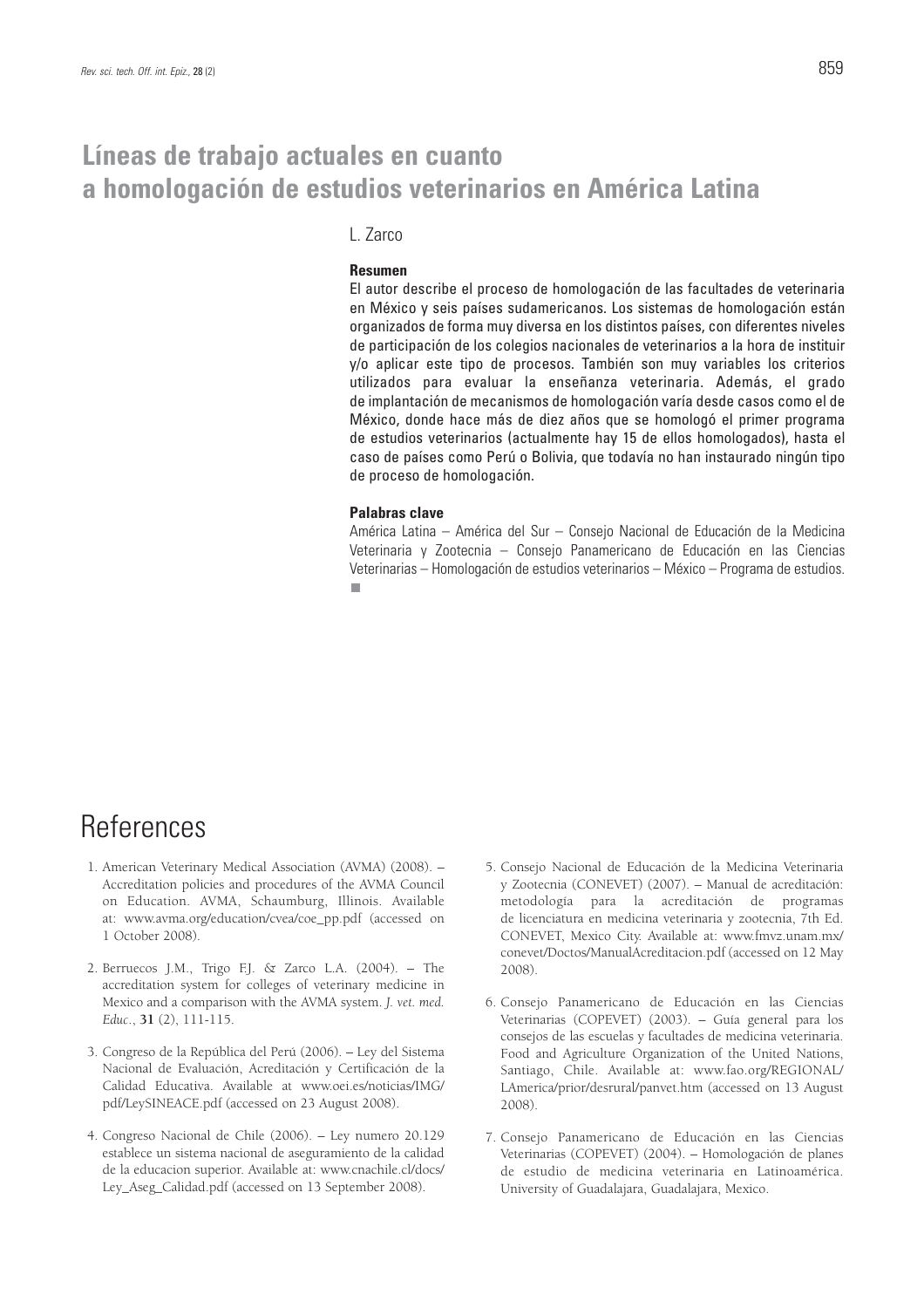# Líneas de trabajo actuales en cuanto a homologación de estudios veterinarios en América Latina

L. Zarco

**Resumen**

El autor describe el proceso de homologación de las facultades de veterinaria en México y seis países sudamericanos. Los sistemas de homologación están organizados de forma muy diversa en los distintos países, con diferentes niveles de participación de los colegios nacionales de veterinarios a la hora de instituir y/o aplicar este tipo de procesos. También son muy variables los criterios utilizados para evaluar la enseñanza veterinaria. Además, el grado de implantación de mecanismos de homologación varía desde casos como el de México, donde hace más de diez años que se homologó el primer programa de estudios veterinarios (actualmente hay 15 de ellos homologados), hasta el caso de países como Perú o Bolivia, que todavía no han instaurado ningún tipo de proceso de homologación.

**Palabras clave**

América Latina – América del Sur – Consejo Nacional de Educación de la Medicina Veterinaria y Zootecnia – Consejo Panamericano de Educación en las Ciencias Veterinarias – Homologación de estudios veterinarios – México – Programa de estudios.

# References

1. American Veterinary Medical Association (AVMA) (2008). – Accreditation policies and procedures of the AVMA Council on Education. AVMA, Schaumburg, Illinois. Available at: www.avma.org/education/cvea/coe_pp.pdf (accessed on 1 October 2008).

2. Berruecos J.M., Trigo F.J. & Zarco L.A. (2004). – The accreditation system for colleges of veterinary medicine in Mexico and a comparison with the AVMA system. *J. vet. med. Educ.*, **31** (2), 111-115.

3. Congreso de la República del Perú (2006). – Ley del Sistema Nacional de Evaluación, Acreditación y Certificación de la Calidad Educativa. Available at www.oei.es/noticias/IMG/pdf/LeySINEACE.pdf (accessed on 23 August 2008).

4. Congreso Nacional de Chile (2006). – Ley numero 20.129 establece un sistema nacional de aseguramiento de la calidad de la educacion superior. Available at: www.cnachile.cl/docs/Ley_Aseg_Calidad.pdf (accessed on 13 September 2008).

5. Consejo Nacional de Educación de la Medicina Veterinaria y Zootecnia (CONEVET) (2007). – Manual de acreditación: metodología para la acreditación de programas de licenciatura en medicina veterinaria y zootecnia, 7th Ed. CONEVET, Mexico City. Available at: www.fmvz.unam.mx/conevet/Doctos/ManualAcreditacion.pdf (accessed on 12 May 2008).

6. Consejo Panamericano de Educación en las Ciencias Veterinarias (COPEVET) (2003). – Guía general para los consejos de las escuelas y facultades de medicina veterinaria. Food and Agriculture Organization of the United Nations, Santiago, Chile. Available at: www.fao.org/REGIONAL/LAmerica/prior/desrural/panvet.htm (accessed on 13 August 2008).

7. Consejo Panamericano de Educación en las Ciencias Veterinarias (COPEVET) (2004). – Homologación de planes de estudio de medicina veterinaria en Latinoamérica. University of Guadalajara, Guadalajara, Mexico.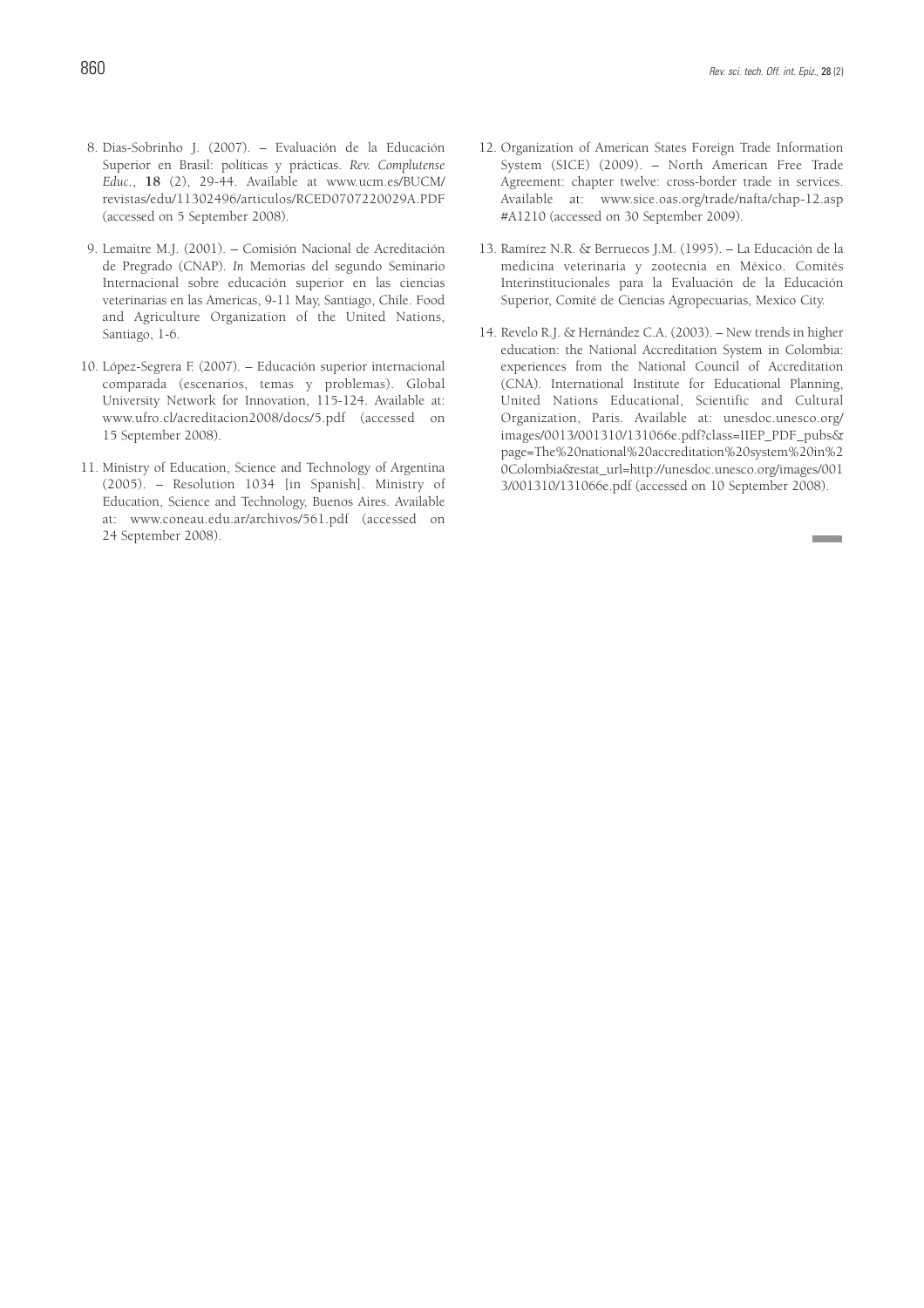8. Dias-Sobrinho J. (2007). – Evaluación de la Educación Superior en Brasil: políticas y prácticas. *Rev. Complutense Educ.*, **18** (2), 29-44. Available at www.ucm.es/BUCM/revistas/edu/11302496/articulos/RCED0707220029A.PDF (accessed on 5 September 2008).

9. Lemaitre M.J. (2001). – Comisión Nacional de Acreditación de Pregrado (CNAP). *In* Memorias del segundo Seminario Internacional sobre educación superior en las ciencias veterinarias en las Americas, 9-11 May, Santiago, Chile. Food and Agriculture Organization of the United Nations, Santiago, 1-6.

10. López-Segrera F. (2007). – Educación superior internacional comparada (escenarios, temas y problemas). Global University Network for Innovation, 115-124. Available at: www.ufro.cl/acreditacion2008/docs/5.pdf (accessed on 15 September 2008).

11. Ministry of Education, Science and Technology of Argentina (2005). – Resolution 1034 [in Spanish]. Ministry of Education, Science and Technology, Buenos Aires. Available at: www.coneau.edu.ar/archivos/561.pdf (accessed on 24 September 2008).

12. Organization of American States Foreign Trade Information System (SICE) (2009). – North American Free Trade Agreement: chapter twelve: cross-border trade in services. Available at: www.sice.oas.org/trade/nafta/chap-12.asp#A1210 (accessed on 30 September 2009).

13. Ramírez N.R. & Berruecos J.M. (1995). – La Educación de la medicina veterinaria y zootecnia en México. Comités Interinstitucionales para la Evaluación de la Educación Superior, Comité de Ciencias Agropecuarias, Mexico City.

14. Revelo R.J. & Hernández C.A. (2003). – New trends in higher education: the National Accreditation System in Colombia: experiences from the National Council of Accreditation (CNA). International Institute for Educational Planning, United Nations Educational, Scientific and Cultural Organization, Paris. Available at: unesdoc.unesco.org/images/0013/001310/131066e.pdf?class=IIEP_PDF_pubs&page=The%20national%20accreditation%20system%20in%20Colombia&estat_url=http://unesdoc.unesco.org/images/0013/001310/131066e.pdf (accessed on 10 September 2008).